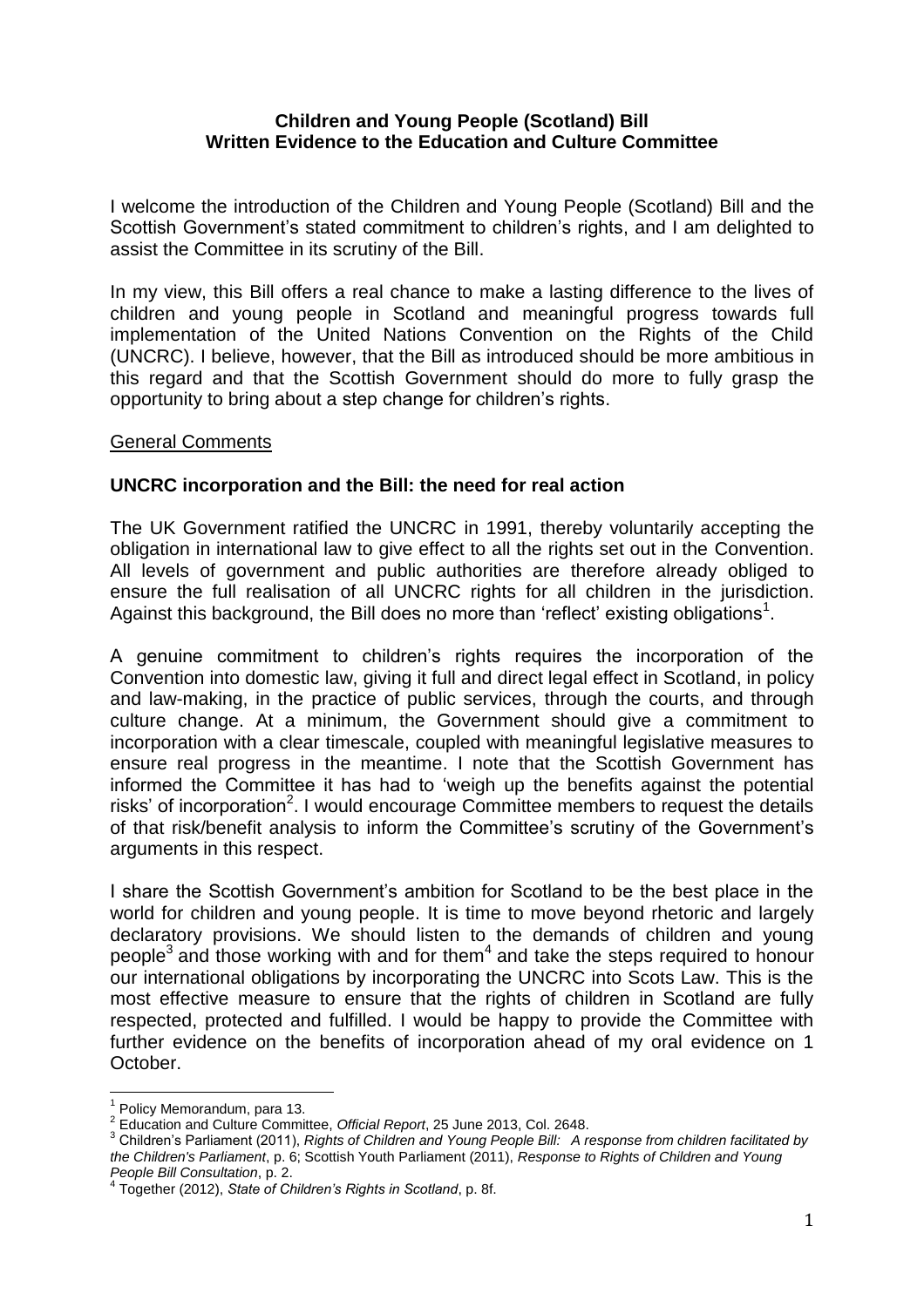**Children and Young People (Scotland) Bill**
**Written Evidence to the Education and Culture Committee**

I welcome the introduction of the Children and Young People (Scotland) Bill and the Scottish Government's stated commitment to children's rights, and I am delighted to assist the Committee in its scrutiny of the Bill.

In my view, this Bill offers a real chance to make a lasting difference to the lives of children and young people in Scotland and meaningful progress towards full implementation of the United Nations Convention on the Rights of the Child (UNCRC). I believe, however, that the Bill as introduced should be more ambitious in this regard and that the Scottish Government should do more to fully grasp the opportunity to bring about a step change for children's rights.

## General Comments

### UNCRC incorporation and the Bill: the need for real action

The UK Government ratified the UNCRC in 1991, thereby voluntarily accepting the obligation in international law to give effect to all the rights set out in the Convention. All levels of government and public authorities are therefore already obliged to ensure the full realisation of all UNCRC rights for all children in the jurisdiction. Against this background, the Bill does no more than 'reflect' existing obligations[1].

A genuine commitment to children's rights requires the incorporation of the Convention into domestic law, giving it full and direct legal effect in Scotland, in policy and law-making, in the practice of public services, through the courts, and through culture change. At a minimum, the Government should give a commitment to incorporation with a clear timescale, coupled with meaningful legislative measures to ensure real progress in the meantime. I note that the Scottish Government has informed the Committee it has had to 'weigh up the benefits against the potential risks' of incorporation[2]. I would encourage Committee members to request the details of that risk/benefit analysis to inform the Committee's scrutiny of the Government's arguments in this respect.

I share the Scottish Government's ambition for Scotland to be the best place in the world for children and young people. It is time to move beyond rhetoric and largely declaratory provisions. We should listen to the demands of children and young people[3] and those working with and for them[4] and take the steps required to honour our international obligations by incorporating the UNCRC into Scots Law. This is the most effective measure to ensure that the rights of children in Scotland are fully respected, protected and fulfilled. I would be happy to provide the Committee with further evidence on the benefits of incorporation ahead of my oral evidence on 1 October.

---

[1] Policy Memorandum, para 13.

[2] Education and Culture Committee, *Official Report*, 25 June 2013, Col. 2648.

[3] Children's Parliament (2011), *Rights of Children and Young People Bill: A response from children facilitated by the Children's Parliament*, p. 6; Scottish Youth Parliament (2011), *Response to Rights of Children and Young People Bill Consultation*, p. 2.

[4] Together (2012), *State of Children's Rights in Scotland*, p. 8f.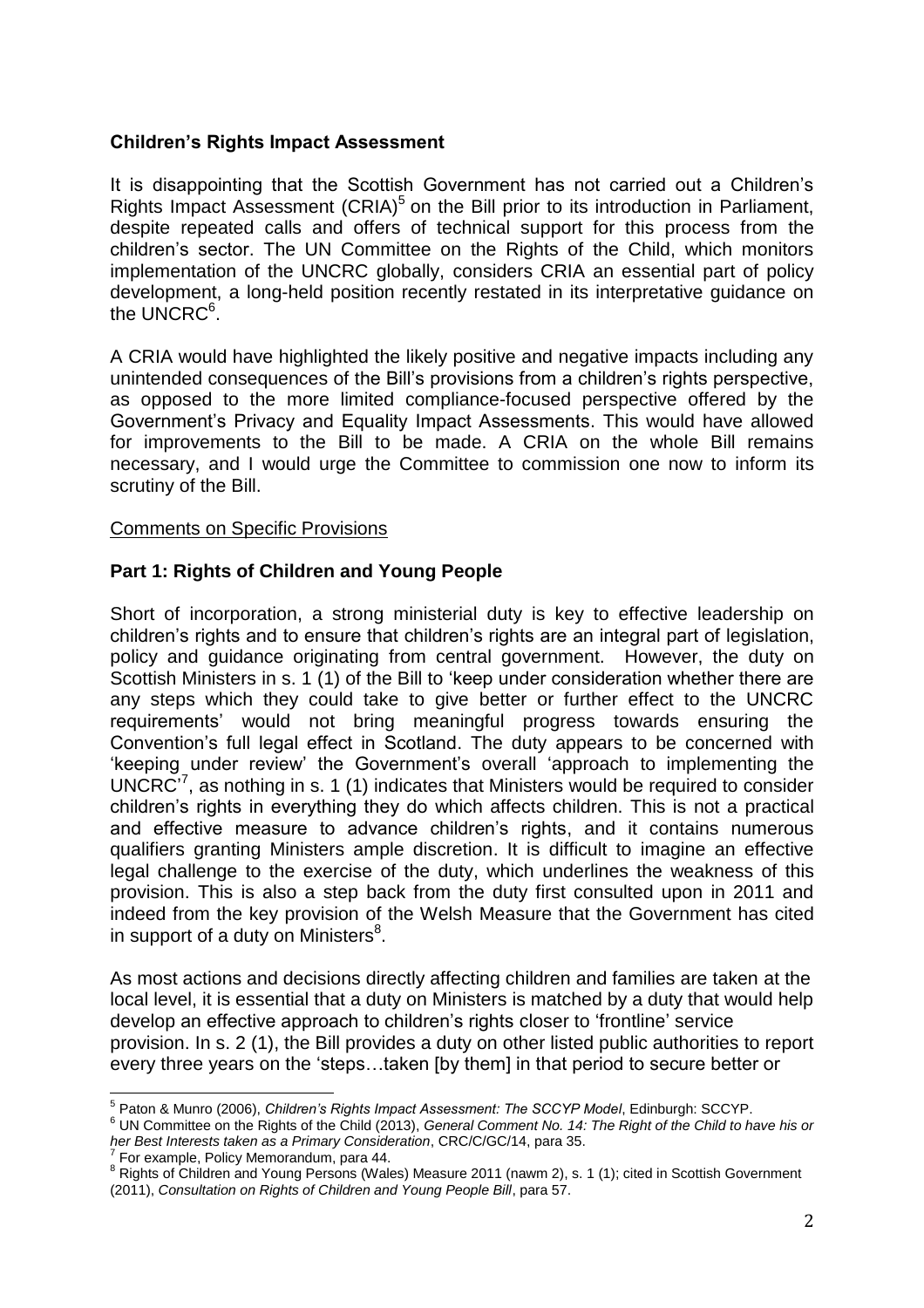**Children's Rights Impact Assessment**

It is disappointing that the Scottish Government has not carried out a Children's Rights Impact Assessment (CRIA)[5] on the Bill prior to its introduction in Parliament, despite repeated calls and offers of technical support for this process from the children's sector. The UN Committee on the Rights of the Child, which monitors implementation of the UNCRC globally, considers CRIA an essential part of policy development, a long-held position recently restated in its interpretative guidance on the UNCRC[6].

A CRIA would have highlighted the likely positive and negative impacts including any unintended consequences of the Bill's provisions from a children's rights perspective, as opposed to the more limited compliance-focused perspective offered by the Government's Privacy and Equality Impact Assessments. This would have allowed for improvements to the Bill to be made. A CRIA on the whole Bill remains necessary, and I would urge the Committee to commission one now to inform its scrutiny of the Bill.

<u>Comments on Specific Provisions</u>

**Part 1: Rights of Children and Young People**

Short of incorporation, a strong ministerial duty is key to effective leadership on children's rights and to ensure that children's rights are an integral part of legislation, policy and guidance originating from central government. However, the duty on Scottish Ministers in s. 1 (1) of the Bill to 'keep under consideration whether there are any steps which they could take to give better or further effect to the UNCRC requirements' would not bring meaningful progress towards ensuring the Convention's full legal effect in Scotland. The duty appears to be concerned with 'keeping under review' the Government's overall 'approach to implementing the UNCRC'[7], as nothing in s. 1 (1) indicates that Ministers would be required to consider children's rights in everything they do which affects children. This is not a practical and effective measure to advance children's rights, and it contains numerous qualifiers granting Ministers ample discretion. It is difficult to imagine an effective legal challenge to the exercise of the duty, which underlines the weakness of this provision. This is also a step back from the duty first consulted upon in 2011 and indeed from the key provision of the Welsh Measure that the Government has cited in support of a duty on Ministers[8].

As most actions and decisions directly affecting children and families are taken at the local level, it is essential that a duty on Ministers is matched by a duty that would help develop an effective approach to children's rights closer to 'frontline' service provision. In s. 2 (1), the Bill provides a duty on other listed public authorities to report every three years on the 'steps…taken [by them] in that period to secure better or

[5] Paton & Munro (2006), *Children's Rights Impact Assessment: The SCCYP Model*, Edinburgh: SCCYP.

[6] UN Committee on the Rights of the Child (2013), *General Comment No. 14: The Right of the Child to have his or her Best Interests taken as a Primary Consideration*, CRC/C/GC/14, para 35.

[7] For example, Policy Memorandum, para 44.

[8] Rights of Children and Young Persons (Wales) Measure 2011 (nawm 2), s. 1 (1); cited in Scottish Government (2011), *Consultation on Rights of Children and Young People Bill*, para 57.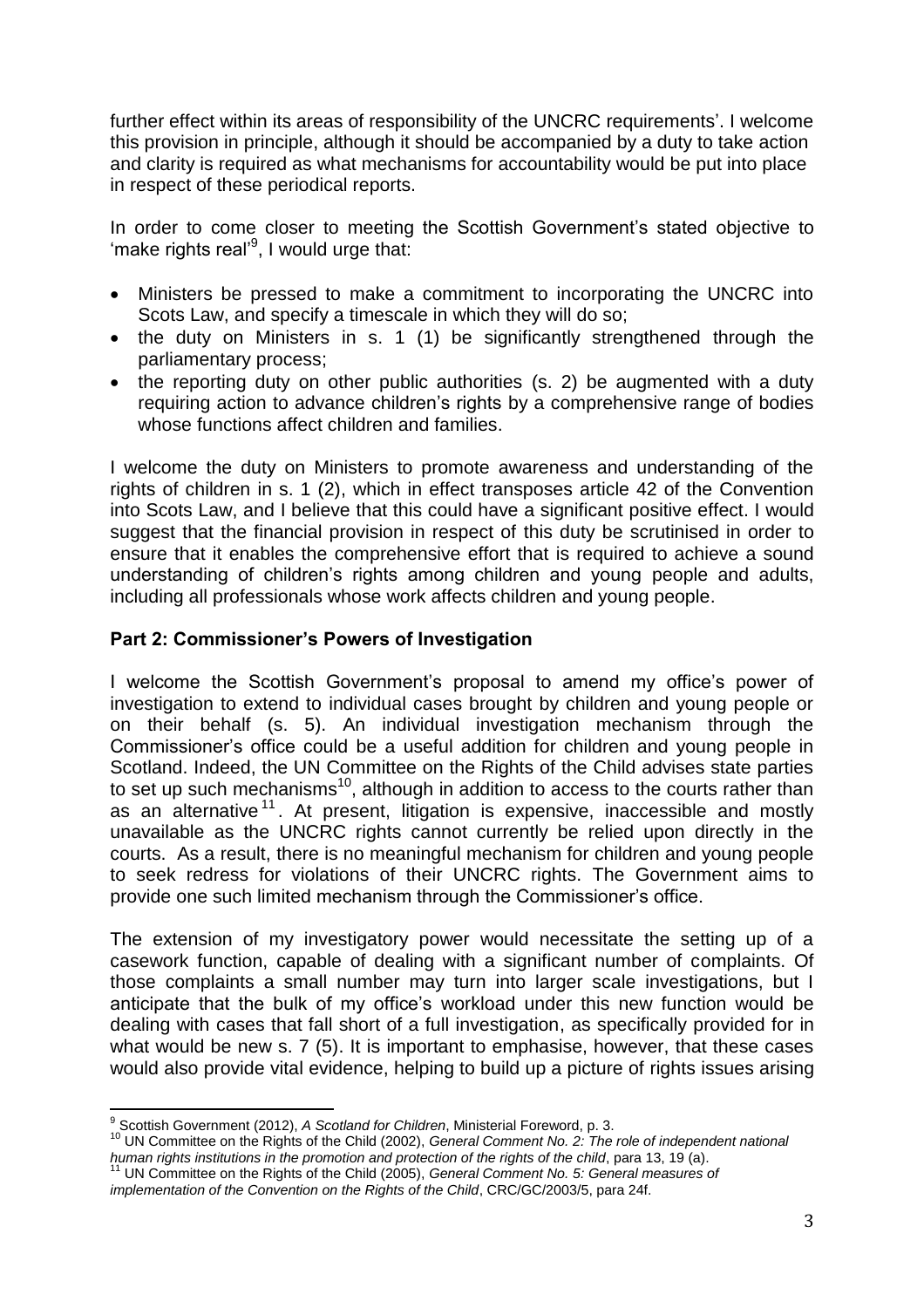further effect within its areas of responsibility of the UNCRC requirements'. I welcome this provision in principle, although it should be accompanied by a duty to take action and clarity is required as what mechanisms for accountability would be put into place in respect of these periodical reports.

In order to come closer to meeting the Scottish Government's stated objective to 'make rights real'[9], I would urge that:

- Ministers be pressed to make a commitment to incorporating the UNCRC into Scots Law, and specify a timescale in which they will do so;
- the duty on Ministers in s. 1 (1) be significantly strengthened through the parliamentary process;
- the reporting duty on other public authorities (s. 2) be augmented with a duty requiring action to advance children's rights by a comprehensive range of bodies whose functions affect children and families.

I welcome the duty on Ministers to promote awareness and understanding of the rights of children in s. 1 (2), which in effect transposes article 42 of the Convention into Scots Law, and I believe that this could have a significant positive effect. I would suggest that the financial provision in respect of this duty be scrutinised in order to ensure that it enables the comprehensive effort that is required to achieve a sound understanding of children's rights among children and young people and adults, including all professionals whose work affects children and young people.

## Part 2: Commissioner's Powers of Investigation

I welcome the Scottish Government's proposal to amend my office's power of investigation to extend to individual cases brought by children and young people or on their behalf (s. 5). An individual investigation mechanism through the Commissioner's office could be a useful addition for children and young people in Scotland. Indeed, the UN Committee on the Rights of the Child advises state parties to set up such mechanisms[10], although in addition to access to the courts rather than as an alternative[11]. At present, litigation is expensive, inaccessible and mostly unavailable as the UNCRC rights cannot currently be relied upon directly in the courts. As a result, there is no meaningful mechanism for children and young people to seek redress for violations of their UNCRC rights. The Government aims to provide one such limited mechanism through the Commissioner's office.

The extension of my investigatory power would necessitate the setting up of a casework function, capable of dealing with a significant number of complaints. Of those complaints a small number may turn into larger scale investigations, but I anticipate that the bulk of my office's workload under this new function would be dealing with cases that fall short of a full investigation, as specifically provided for in what would be new s. 7 (5). It is important to emphasise, however, that these cases would also provide vital evidence, helping to build up a picture of rights issues arising

---

[9] Scottish Government (2012), *A Scotland for Children*, Ministerial Foreword, p. 3.

[10] UN Committee on the Rights of the Child (2002), *General Comment No. 2: The role of independent national human rights institutions in the promotion and protection of the rights of the child*, para 13, 19 (a).

[11] UN Committee on the Rights of the Child (2005), *General Comment No. 5: General measures of implementation of the Convention on the Rights of the Child*, CRC/GC/2003/5, para 24f.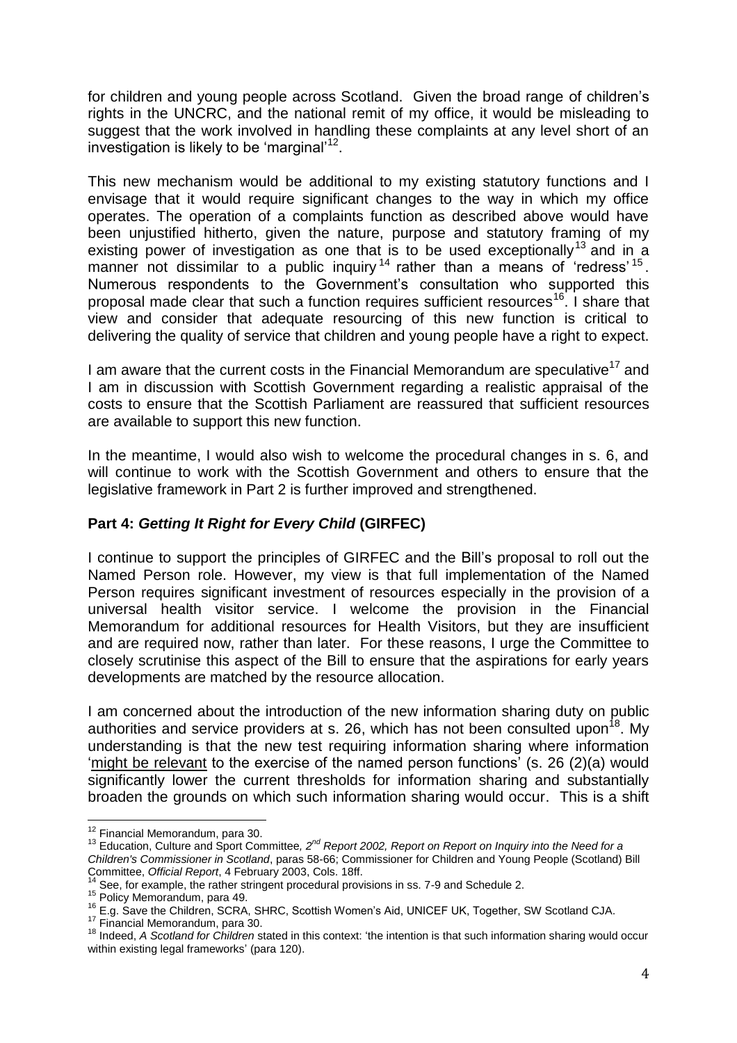for children and young people across Scotland. Given the broad range of children's rights in the UNCRC, and the national remit of my office, it would be misleading to suggest that the work involved in handling these complaints at any level short of an investigation is likely to be 'marginal'[12].

This new mechanism would be additional to my existing statutory functions and I envisage that it would require significant changes to the way in which my office operates. The operation of a complaints function as described above would have been unjustified hitherto, given the nature, purpose and statutory framing of my existing power of investigation as one that is to be used exceptionally[13] and in a manner not dissimilar to a public inquiry[14] rather than a means of 'redress'[15]. Numerous respondents to the Government's consultation who supported this proposal made clear that such a function requires sufficient resources[16]. I share that view and consider that adequate resourcing of this new function is critical to delivering the quality of service that children and young people have a right to expect.

I am aware that the current costs in the Financial Memorandum are speculative[17] and I am in discussion with Scottish Government regarding a realistic appraisal of the costs to ensure that the Scottish Parliament are reassured that sufficient resources are available to support this new function.

In the meantime, I would also wish to welcome the procedural changes in s. 6, and will continue to work with the Scottish Government and others to ensure that the legislative framework in Part 2 is further improved and strengthened.

## Part 4: *Getting It Right for Every Child* (GIRFEC)

I continue to support the principles of GIRFEC and the Bill's proposal to roll out the Named Person role. However, my view is that full implementation of the Named Person requires significant investment of resources especially in the provision of a universal health visitor service. I welcome the provision in the Financial Memorandum for additional resources for Health Visitors, but they are insufficient and are required now, rather than later. For these reasons, I urge the Committee to closely scrutinise this aspect of the Bill to ensure that the aspirations for early years developments are matched by the resource allocation.

I am concerned about the introduction of the new information sharing duty on public authorities and service providers at s. 26, which has not been consulted upon[18]. My understanding is that the new test requiring information sharing where information '<u>might be relevant</u> to the exercise of the named person functions' (s. 26 (2)(a) would significantly lower the current thresholds for information sharing and substantially broaden the grounds on which such information sharing would occur. This is a shift

---

[12] Financial Memorandum, para 30.

[13] Education, Culture and Sport Committee*, 2nd Report 2002, Report on Report on Inquiry into the Need for a Children's Commissioner in Scotland*, paras 58-66; Commissioner for Children and Young People (Scotland) Bill Committee, *Official Report*, 4 February 2003, Cols. 18ff.

[14] See, for example, the rather stringent procedural provisions in ss. 7-9 and Schedule 2.

[15] Policy Memorandum, para 49.

[16] E.g. Save the Children, SCRA, SHRC, Scottish Women's Aid, UNICEF UK, Together, SW Scotland CJA.

[17] Financial Memorandum, para 30.

[18] Indeed, *A Scotland for Children* stated in this context: 'the intention is that such information sharing would occur within existing legal frameworks' (para 120).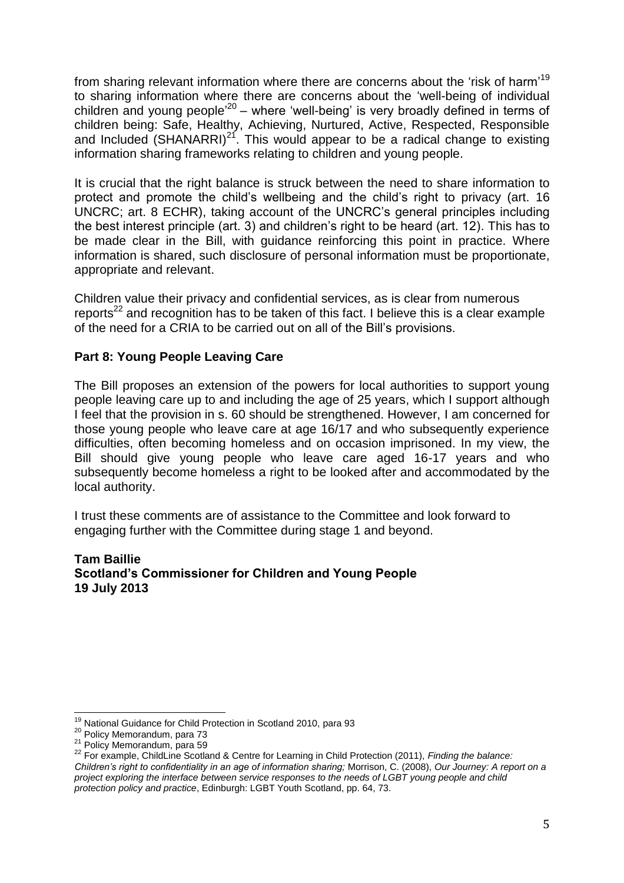from sharing relevant information where there are concerns about the 'risk of harm'[19] to sharing information where there are concerns about the 'well-being of individual children and young people'[20] – where 'well-being' is very broadly defined in terms of children being: Safe, Healthy, Achieving, Nurtured, Active, Respected, Responsible and Included (SHANARRI)[21]. This would appear to be a radical change to existing information sharing frameworks relating to children and young people.

It is crucial that the right balance is struck between the need to share information to protect and promote the child's wellbeing and the child's right to privacy (art. 16 UNCRC; art. 8 ECHR), taking account of the UNCRC's general principles including the best interest principle (art. 3) and children's right to be heard (art. 12). This has to be made clear in the Bill, with guidance reinforcing this point in practice. Where information is shared, such disclosure of personal information must be proportionate, appropriate and relevant.

Children value their privacy and confidential services, as is clear from numerous reports[22] and recognition has to be taken of this fact. I believe this is a clear example of the need for a CRIA to be carried out on all of the Bill's provisions.

**Part 8: Young People Leaving Care**

The Bill proposes an extension of the powers for local authorities to support young people leaving care up to and including the age of 25 years, which I support although I feel that the provision in s. 60 should be strengthened. However, I am concerned for those young people who leave care at age 16/17 and who subsequently experience difficulties, often becoming homeless and on occasion imprisoned. In my view, the Bill should give young people who leave care aged 16-17 years and who subsequently become homeless a right to be looked after and accommodated by the local authority.

I trust these comments are of assistance to the Committee and look forward to engaging further with the Committee during stage 1 and beyond.

**Tam Baillie**
**Scotland's Commissioner for Children and Young People**
**19 July 2013**

---

[19] National Guidance for Child Protection in Scotland 2010, para 93

[20] Policy Memorandum, para 73

[21] Policy Memorandum, para 59

[22] For example, ChildLine Scotland & Centre for Learning in Child Protection (2011), *Finding the balance: Children's right to confidentiality in an age of information sharing;* Morrison, C. (2008), *Our Journey: A report on a project exploring the interface between service responses to the needs of LGBT young people and child protection policy and practice*, Edinburgh: LGBT Youth Scotland, pp. 64, 73.